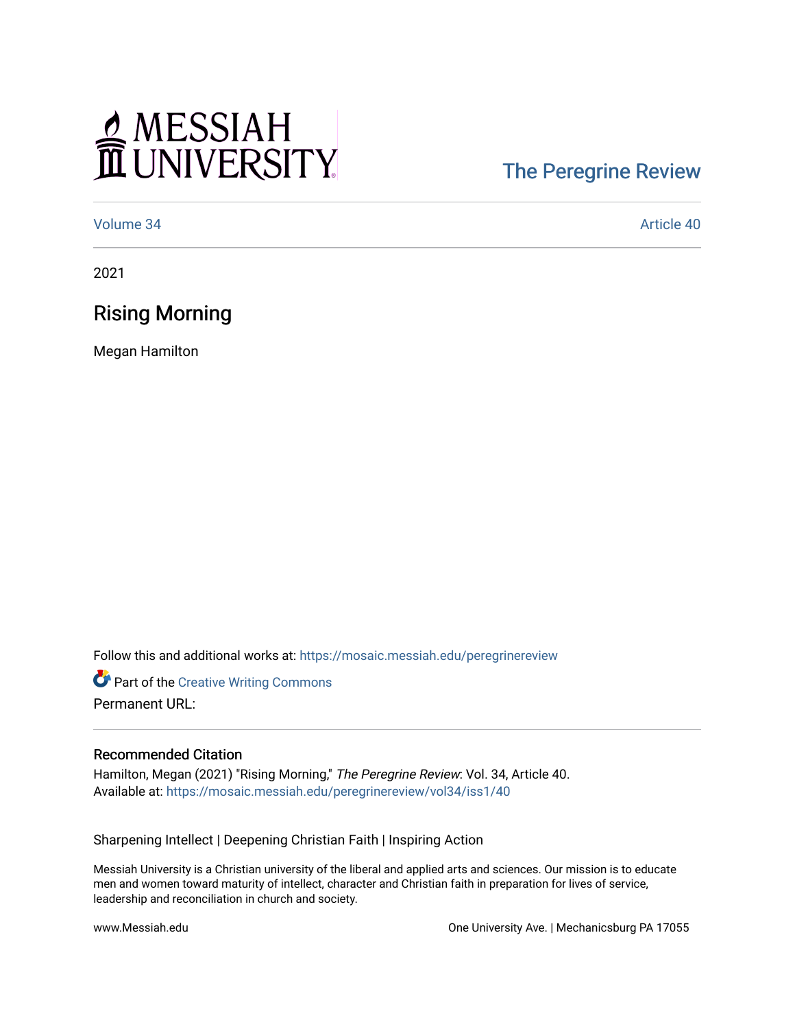MESSIAH UNIVERSITY

The Peregrine Review

Volume 34 | Article 40

2021

# Rising Morning

Megan Hamilton

Follow this and additional works at: https://mosaic.messiah.edu/peregrinereview

Part of the Creative Writing Commons

Permanent URL:

### Recommended Citation

Hamilton, Megan (2021) "Rising Morning," *The Peregrine Review*: Vol. 34, Article 40.
Available at: https://mosaic.messiah.edu/peregrinereview/vol34/iss1/40

Sharpening Intellect | Deepening Christian Faith | Inspiring Action

Messiah University is a Christian university of the liberal and applied arts and sciences. Our mission is to educate men and women toward maturity of intellect, character and Christian faith in preparation for lives of service, leadership and reconciliation in church and society.

www.Messiah.edu | One University Ave. | Mechanicsburg PA 17055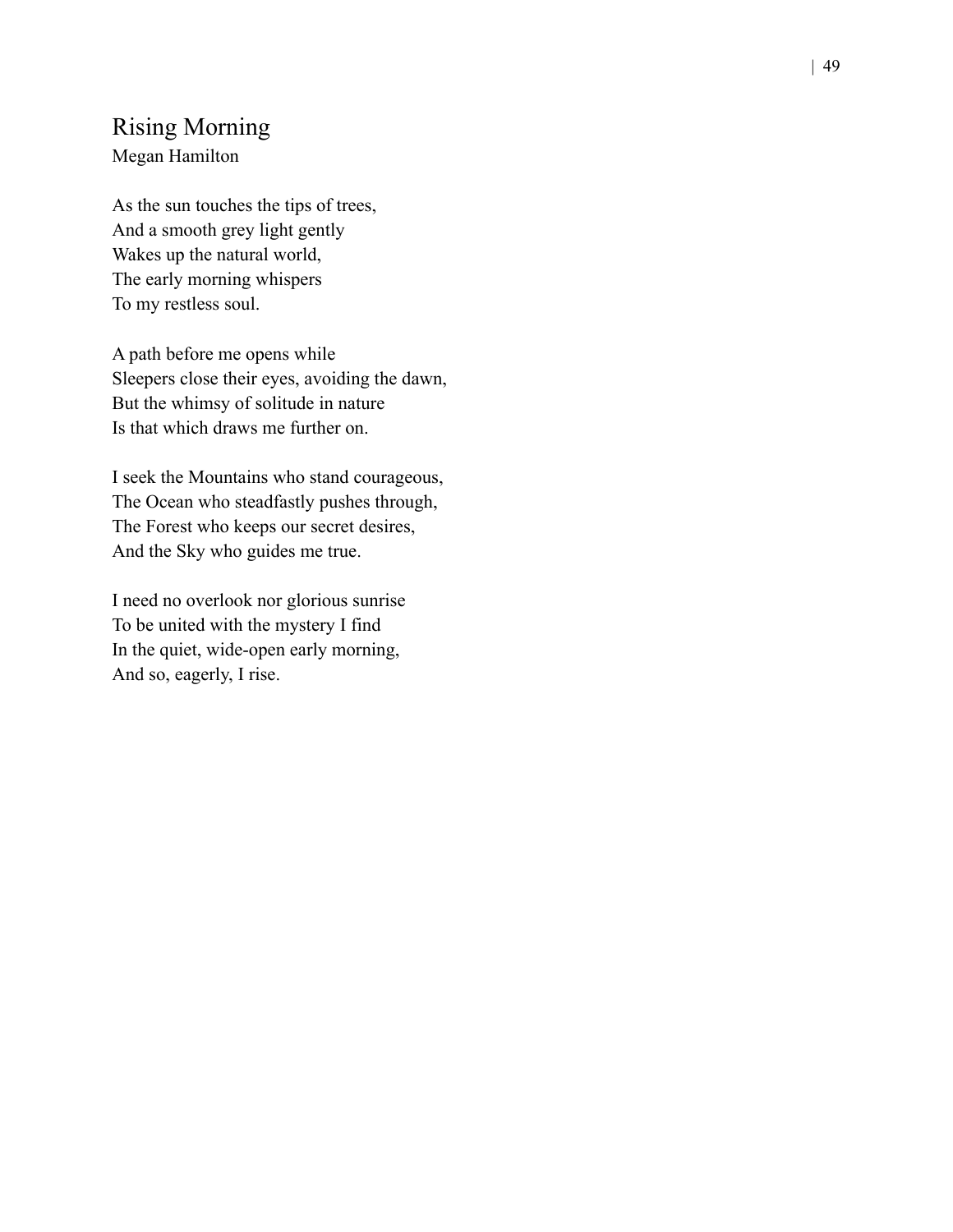## Rising Morning

Megan Hamilton

As the sun touches the tips of trees,
And a smooth grey light gently
Wakes up the natural world,
The early morning whispers
To my restless soul.

A path before me opens while
Sleepers close their eyes, avoiding the dawn,
But the whimsy of solitude in nature
Is that which draws me further on.

I seek the Mountains who stand courageous,
The Ocean who steadfastly pushes through,
The Forest who keeps our secret desires,
And the Sky who guides me true.

I need no overlook nor glorious sunrise
To be united with the mystery I find
In the quiet, wide-open early morning,
And so, eagerly, I rise.